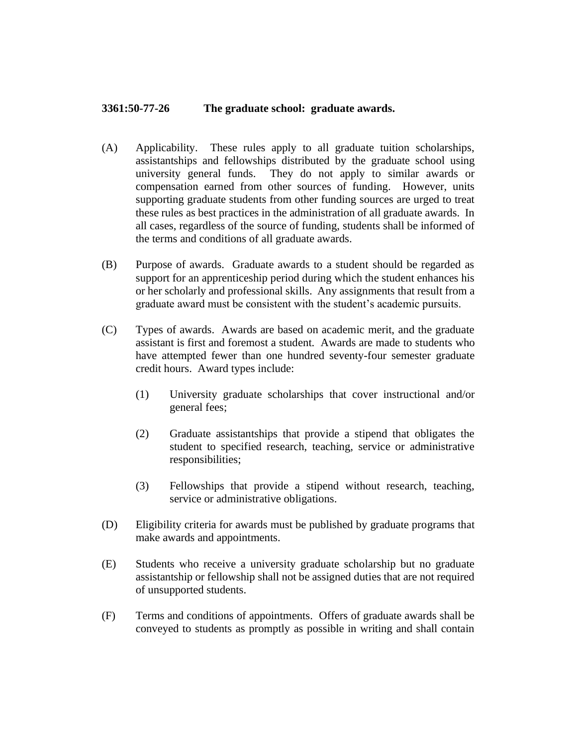**3361:50-77-26 The graduate school: graduate awards.**

(A) Applicability. These rules apply to all graduate tuition scholarships, assistantships and fellowships distributed by the graduate school using university general funds. They do not apply to similar awards or compensation earned from other sources of funding. However, units supporting graduate students from other funding sources are urged to treat these rules as best practices in the administration of all graduate awards. In all cases, regardless of the source of funding, students shall be informed of the terms and conditions of all graduate awards.

(B) Purpose of awards. Graduate awards to a student should be regarded as support for an apprenticeship period during which the student enhances his or her scholarly and professional skills. Any assignments that result from a graduate award must be consistent with the student's academic pursuits.

(C) Types of awards. Awards are based on academic merit, and the graduate assistant is first and foremost a student. Awards are made to students who have attempted fewer than one hundred seventy-four semester graduate credit hours. Award types include:

(1) University graduate scholarships that cover instructional and/or general fees;

(2) Graduate assistantships that provide a stipend that obligates the student to specified research, teaching, service or administrative responsibilities;

(3) Fellowships that provide a stipend without research, teaching, service or administrative obligations.

(D) Eligibility criteria for awards must be published by graduate programs that make awards and appointments.

(E) Students who receive a university graduate scholarship but no graduate assistantship or fellowship shall not be assigned duties that are not required of unsupported students.

(F) Terms and conditions of appointments. Offers of graduate awards shall be conveyed to students as promptly as possible in writing and shall contain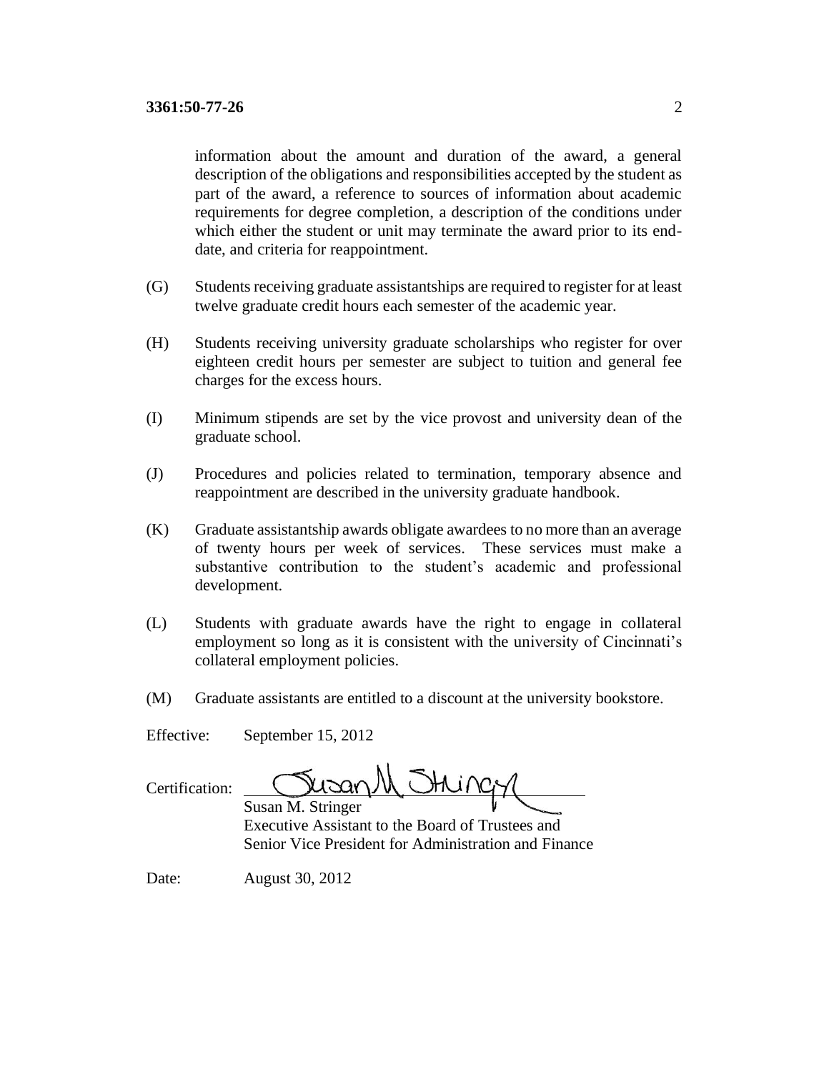information about the amount and duration of the award, a general description of the obligations and responsibilities accepted by the student as part of the award, a reference to sources of information about academic requirements for degree completion, a description of the conditions under which either the student or unit may terminate the award prior to its end-date, and criteria for reappointment.

(G) Students receiving graduate assistantships are required to register for at least twelve graduate credit hours each semester of the academic year.

(H) Students receiving university graduate scholarships who register for over eighteen credit hours per semester are subject to tuition and general fee charges for the excess hours.

(I) Minimum stipends are set by the vice provost and university dean of the graduate school.

(J) Procedures and policies related to termination, temporary absence and reappointment are described in the university graduate handbook.

(K) Graduate assistantship awards obligate awardees to no more than an average of twenty hours per week of services. These services must make a substantive contribution to the student's academic and professional development.

(L) Students with graduate awards have the right to engage in collateral employment so long as it is consistent with the university of Cincinnati's collateral employment policies.

(M) Graduate assistants are entitled to a discount at the university bookstore.

Effective: September 15, 2012

Certification: Susan M. Stringer
Susan M. Stringer
Executive Assistant to the Board of Trustees and
Senior Vice President for Administration and Finance

Date: August 30, 2012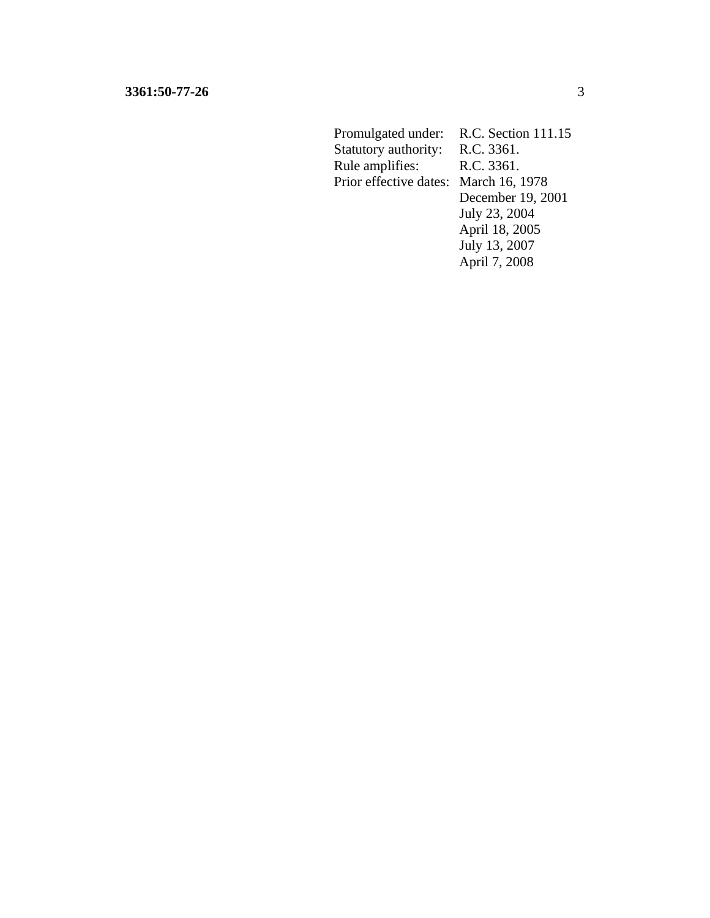| | |
|---|---|
| Promulgated under: | R.C. Section 111.15 |
| Statutory authority: | R.C. 3361. |
| Rule amplifies: | R.C. 3361. |
| Prior effective dates: | March 16, 1978 |
| | December 19, 2001 |
| | July 23, 2004 |
| | April 18, 2005 |
| | July 13, 2007 |
| | April 7, 2008 |